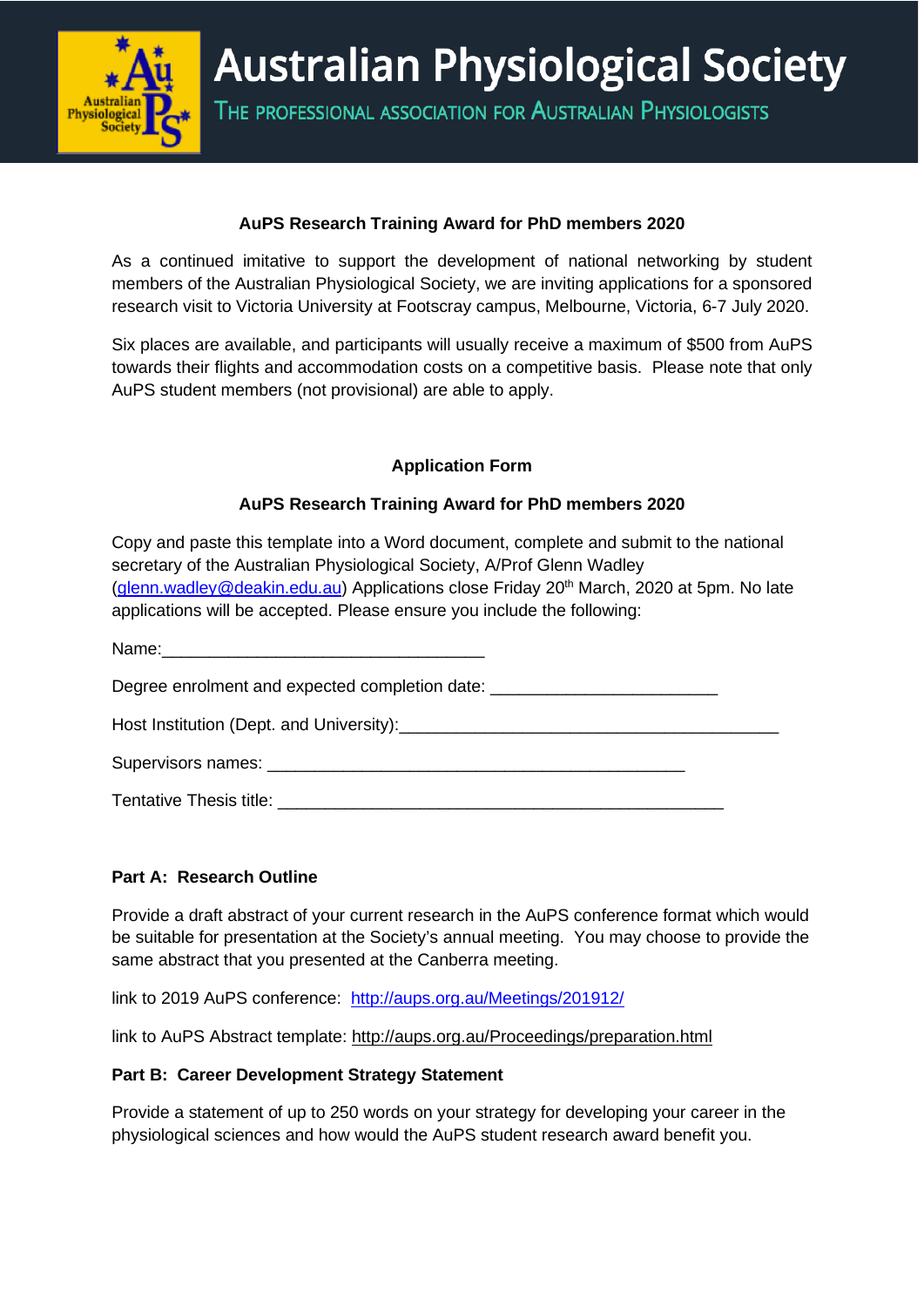# Australian Physiological Society

THE PROFESSIONAL ASSOCIATION FOR AUSTRALIAN PHYSIOLOGISTS

**AuPS Research Training Award for PhD members 2020**

As a continued imitative to support the development of national networking by student members of the Australian Physiological Society, we are inviting applications for a sponsored research visit to Victoria University at Footscray campus, Melbourne, Victoria, 6-7 July 2020.

Six places are available, and participants will usually receive a maximum of $500 from AuPS towards their flights and accommodation costs on a competitive basis. Please note that only AuPS student members (not provisional) are able to apply.

**Application Form**

**AuPS Research Training Award for PhD members 2020**

Copy and paste this template into a Word document, complete and submit to the national secretary of the Australian Physiological Society, A/Prof Glenn Wadley (glenn.wadley@deakin.edu.au) Applications close Friday 20th March, 2020 at 5pm. No late applications will be accepted. Please ensure you include the following:

Name:___________________________________

Degree enrolment and expected completion date: ________________________

Host Institution (Dept. and University):________________________________________

Supervisors names: ____________________________________________

Tentative Thesis title: _______________________________________________

**Part A: Research Outline**

Provide a draft abstract of your current research in the AuPS conference format which would be suitable for presentation at the Society's annual meeting. You may choose to provide the same abstract that you presented at the Canberra meeting.

link to 2019 AuPS conference: http://aups.org.au/Meetings/201912/

link to AuPS Abstract template: http://aups.org.au/Proceedings/preparation.html

**Part B: Career Development Strategy Statement**

Provide a statement of up to 250 words on your strategy for developing your career in the physiological sciences and how would the AuPS student research award benefit you.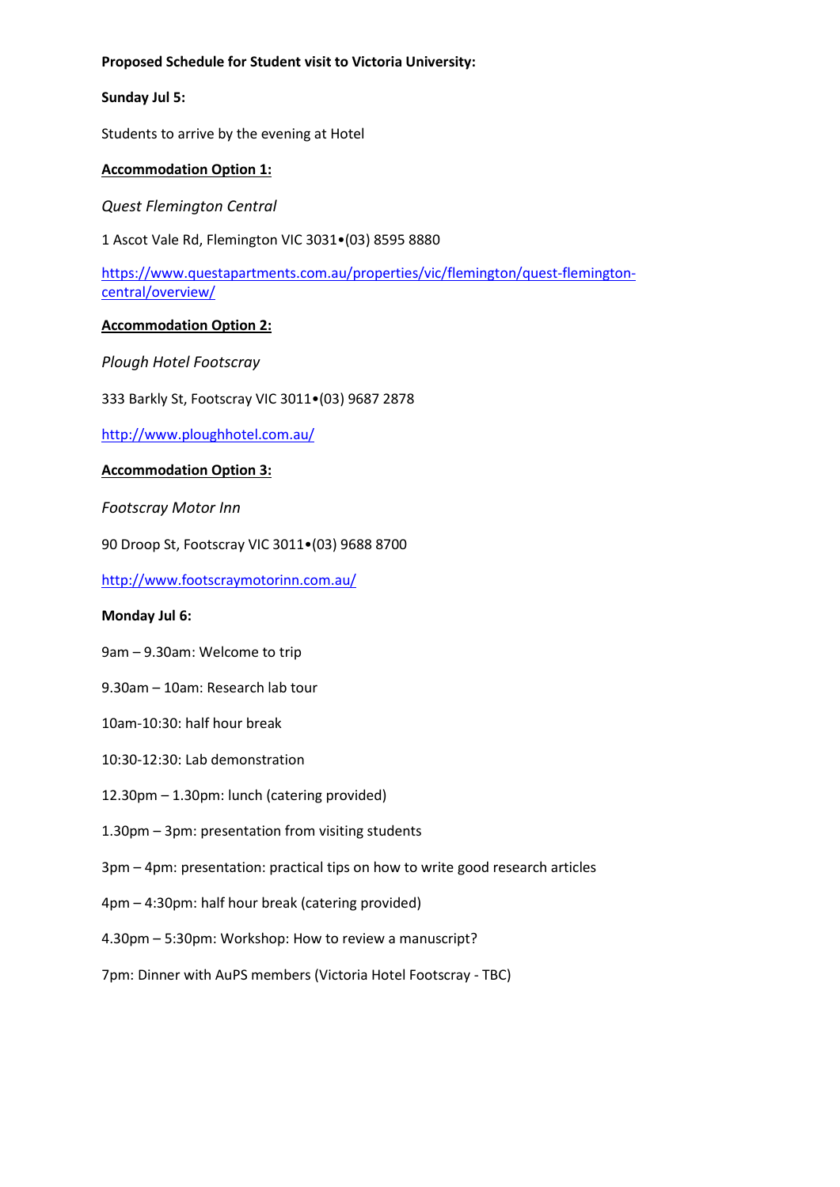**Proposed Schedule for Student visit to Victoria University:**

**Sunday Jul 5:**

Students to arrive by the evening at Hotel

**Accommodation Option 1:**

*Quest Flemington Central*

1 Ascot Vale Rd, Flemington VIC 3031•(03) 8595 8880

https://www.questapartments.com.au/properties/vic/flemington/quest-flemington-central/overview/

**Accommodation Option 2:**

*Plough Hotel Footscray*

333 Barkly St, Footscray VIC 3011•(03) 9687 2878

http://www.ploughhotel.com.au/

**Accommodation Option 3:**

*Footscray Motor Inn*

90 Droop St, Footscray VIC 3011•(03) 9688 8700

http://www.footscraymotorinn.com.au/

**Monday Jul 6:**

9am – 9.30am: Welcome to trip

9.30am – 10am: Research lab tour

10am-10:30: half hour break

10:30-12:30: Lab demonstration

12.30pm – 1.30pm: lunch (catering provided)

1.30pm – 3pm: presentation from visiting students

3pm – 4pm: presentation: practical tips on how to write good research articles

4pm – 4:30pm: half hour break (catering provided)

4.30pm – 5:30pm: Workshop: How to review a manuscript?

7pm: Dinner with AuPS members (Victoria Hotel Footscray - TBC)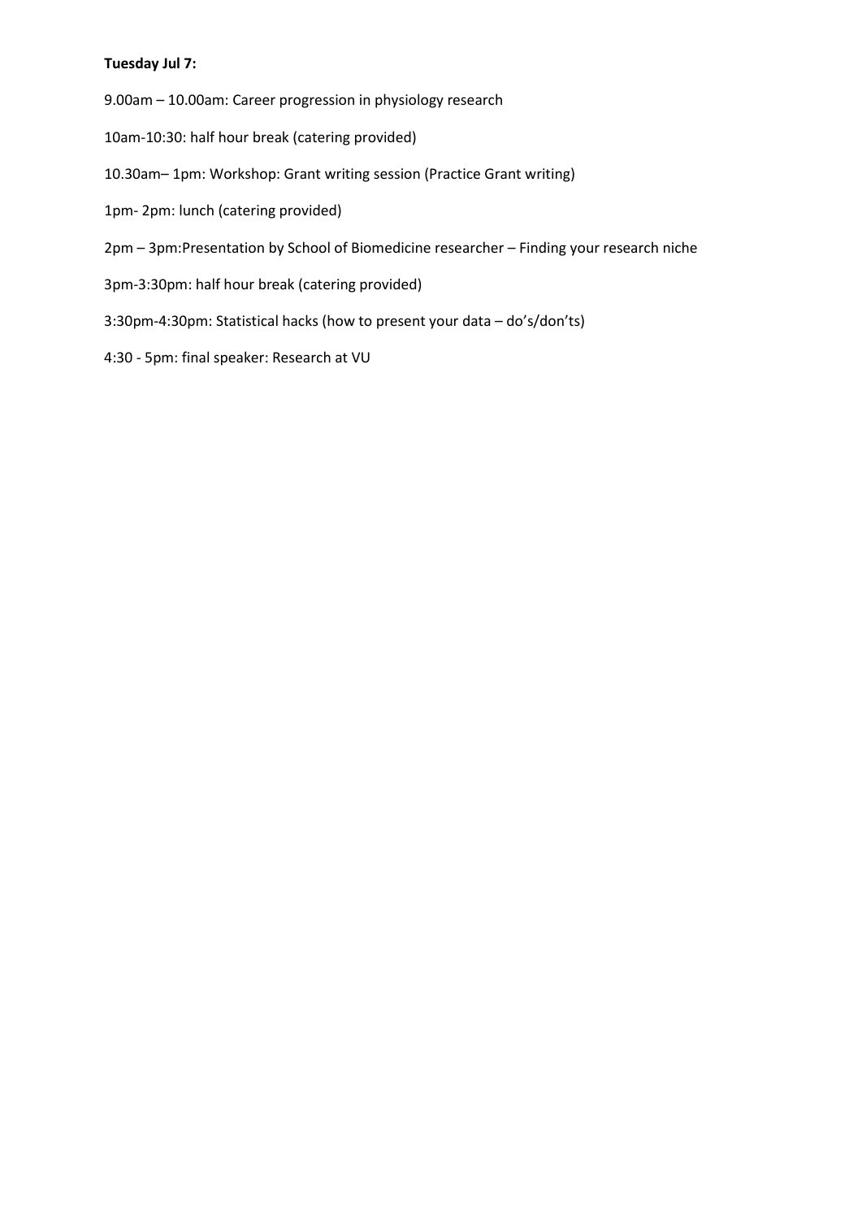**Tuesday Jul 7:**

9.00am – 10.00am: Career progression in physiology research

10am-10:30: half hour break (catering provided)

10.30am– 1pm: Workshop: Grant writing session (Practice Grant writing)

1pm- 2pm: lunch (catering provided)

2pm – 3pm:Presentation by School of Biomedicine researcher – Finding your research niche

3pm-3:30pm: half hour break (catering provided)

3:30pm-4:30pm: Statistical hacks (how to present your data – do's/don'ts)

4:30 - 5pm: final speaker: Research at VU